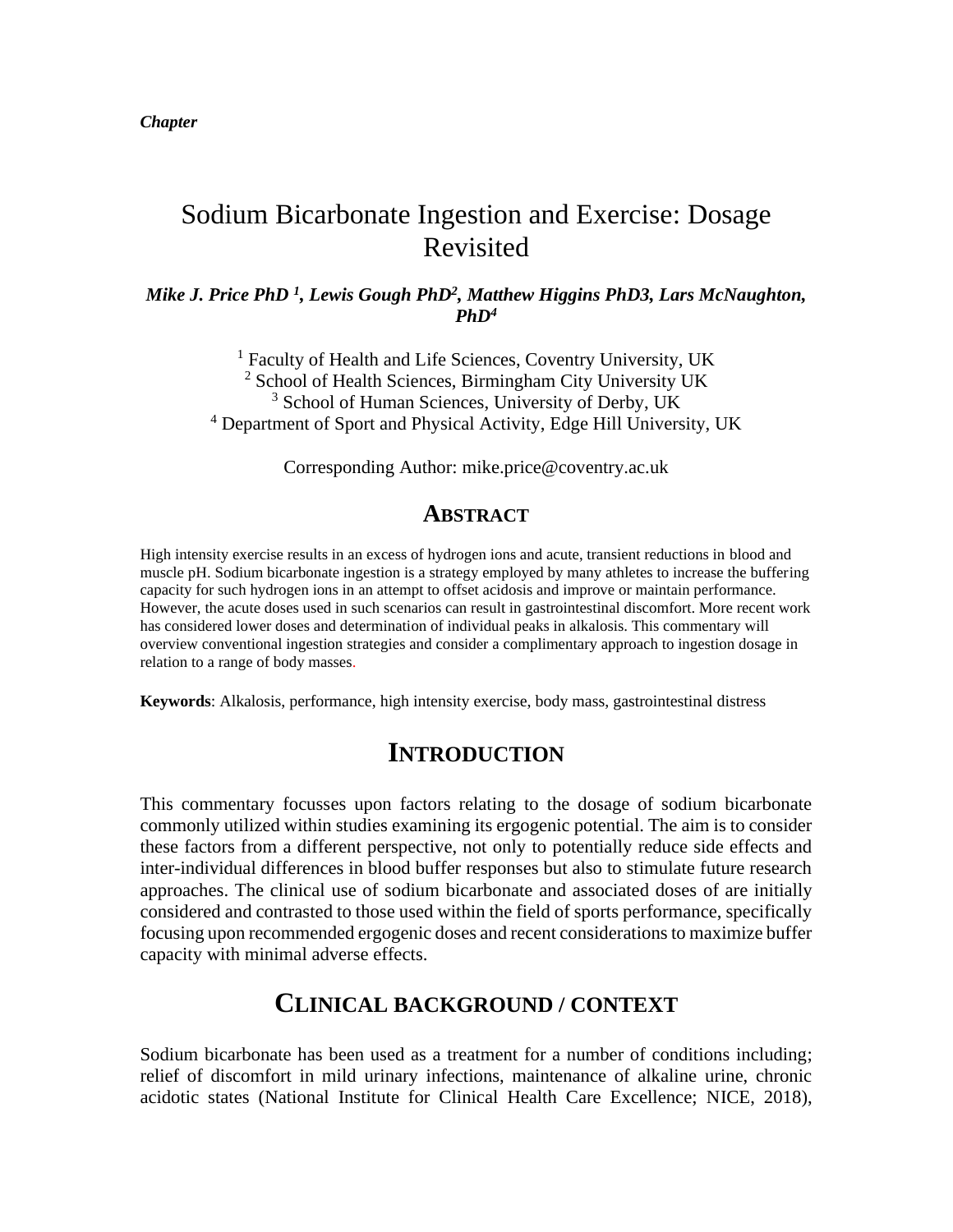*Chapter*

# Sodium Bicarbonate Ingestion and Exercise: Dosage Revisited

***Mike J. Price PhD [1], Lewis Gough PhD[2], Matthew Higgins PhD3, Lars McNaughton, PhD[4]***

[1] Faculty of Health and Life Sciences, Coventry University, UK
[2] School of Health Sciences, Birmingham City University UK
[3] School of Human Sciences, University of Derby, UK
[4] Department of Sport and Physical Activity, Edge Hill University, UK

Corresponding Author: mike.price@coventry.ac.uk

## Abstract

High intensity exercise results in an excess of hydrogen ions and acute, transient reductions in blood and muscle pH. Sodium bicarbonate ingestion is a strategy employed by many athletes to increase the buffering capacity for such hydrogen ions in an attempt to offset acidosis and improve or maintain performance. However, the acute doses used in such scenarios can result in gastrointestinal discomfort. More recent work has considered lower doses and determination of individual peaks in alkalosis. This commentary will overview conventional ingestion strategies and consider a complimentary approach to ingestion dosage in relation to a range of body masses.

**Keywords**: Alkalosis, performance, high intensity exercise, body mass, gastrointestinal distress

## Introduction

This commentary focusses upon factors relating to the dosage of sodium bicarbonate commonly utilized within studies examining its ergogenic potential. The aim is to consider these factors from a different perspective, not only to potentially reduce side effects and inter-individual differences in blood buffer responses but also to stimulate future research approaches. The clinical use of sodium bicarbonate and associated doses of are initially considered and contrasted to those used within the field of sports performance, specifically focusing upon recommended ergogenic doses and recent considerations to maximize buffer capacity with minimal adverse effects.

## Clinical background / context

Sodium bicarbonate has been used as a treatment for a number of conditions including; relief of discomfort in mild urinary infections, maintenance of alkaline urine, chronic acidotic states (National Institute for Clinical Health Care Excellence; NICE, 2018),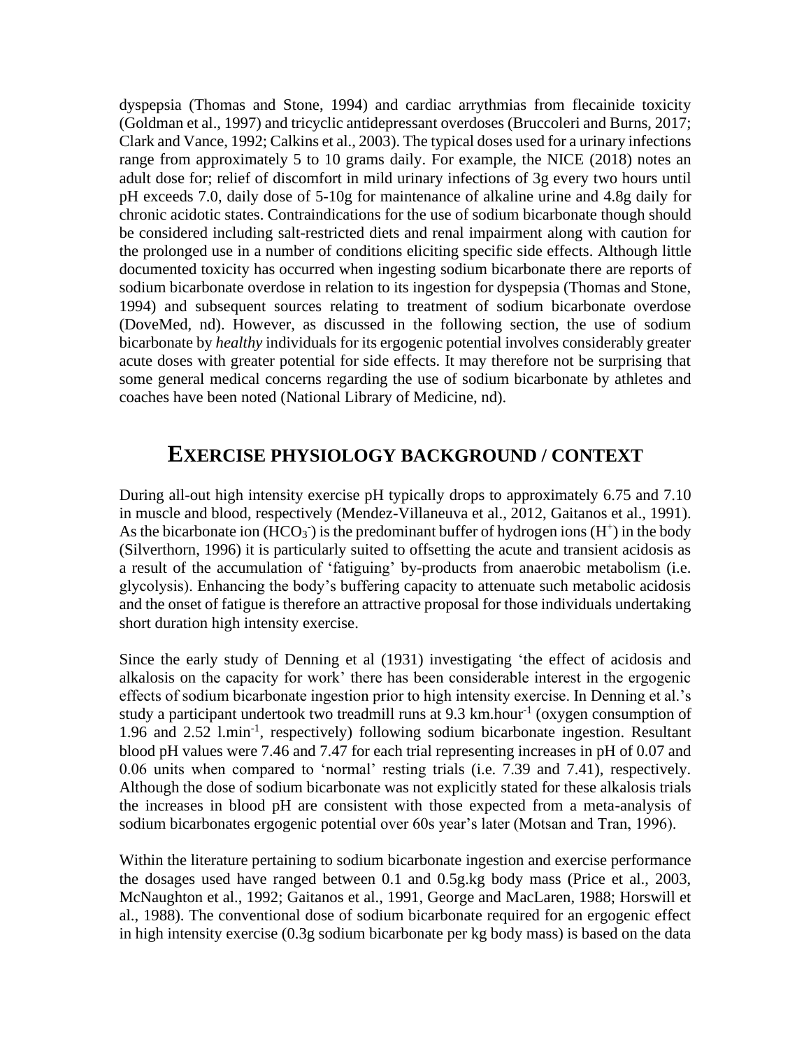dyspepsia (Thomas and Stone, 1994) and cardiac arrythmias from flecainide toxicity (Goldman et al., 1997) and tricyclic antidepressant overdoses (Bruccoleri and Burns, 2017; Clark and Vance, 1992; Calkins et al., 2003). The typical doses used for a urinary infections range from approximately 5 to 10 grams daily. For example, the NICE (2018) notes an adult dose for; relief of discomfort in mild urinary infections of 3g every two hours until pH exceeds 7.0, daily dose of 5-10g for maintenance of alkaline urine and 4.8g daily for chronic acidotic states. Contraindications for the use of sodium bicarbonate though should be considered including salt-restricted diets and renal impairment along with caution for the prolonged use in a number of conditions eliciting specific side effects. Although little documented toxicity has occurred when ingesting sodium bicarbonate there are reports of sodium bicarbonate overdose in relation to its ingestion for dyspepsia (Thomas and Stone, 1994) and subsequent sources relating to treatment of sodium bicarbonate overdose (DoveMed, nd). However, as discussed in the following section, the use of sodium bicarbonate by *healthy* individuals for its ergogenic potential involves considerably greater acute doses with greater potential for side effects. It may therefore not be surprising that some general medical concerns regarding the use of sodium bicarbonate by athletes and coaches have been noted (National Library of Medicine, nd).

## EXERCISE PHYSIOLOGY BACKGROUND / CONTEXT

During all-out high intensity exercise pH typically drops to approximately 6.75 and 7.10 in muscle and blood, respectively (Mendez-Villaneuva et al., 2012, Gaitanos et al., 1991). As the bicarbonate ion ($HCO_3^-$) is the predominant buffer of hydrogen ions ($H^+$) in the body (Silverthorn, 1996) it is particularly suited to offsetting the acute and transient acidosis as a result of the accumulation of 'fatiguing' by-products from anaerobic metabolism (i.e. glycolysis). Enhancing the body's buffering capacity to attenuate such metabolic acidosis and the onset of fatigue is therefore an attractive proposal for those individuals undertaking short duration high intensity exercise.

Since the early study of Denning et al (1931) investigating 'the effect of acidosis and alkalosis on the capacity for work' there has been considerable interest in the ergogenic effects of sodium bicarbonate ingestion prior to high intensity exercise. In Denning et al.'s study a participant undertook two treadmill runs at 9.3 km.hour$^{-1}$ (oxygen consumption of 1.96 and 2.52 l.min$^{-1}$, respectively) following sodium bicarbonate ingestion. Resultant blood pH values were 7.46 and 7.47 for each trial representing increases in pH of 0.07 and 0.06 units when compared to 'normal' resting trials (i.e. 7.39 and 7.41), respectively. Although the dose of sodium bicarbonate was not explicitly stated for these alkalosis trials the increases in blood pH are consistent with those expected from a meta-analysis of sodium bicarbonates ergogenic potential over 60s year's later (Motsan and Tran, 1996).

Within the literature pertaining to sodium bicarbonate ingestion and exercise performance the dosages used have ranged between 0.1 and 0.5g.kg body mass (Price et al., 2003, McNaughton et al., 1992; Gaitanos et al., 1991, George and MacLaren, 1988; Horswill et al., 1988). The conventional dose of sodium bicarbonate required for an ergogenic effect in high intensity exercise (0.3g sodium bicarbonate per kg body mass) is based on the data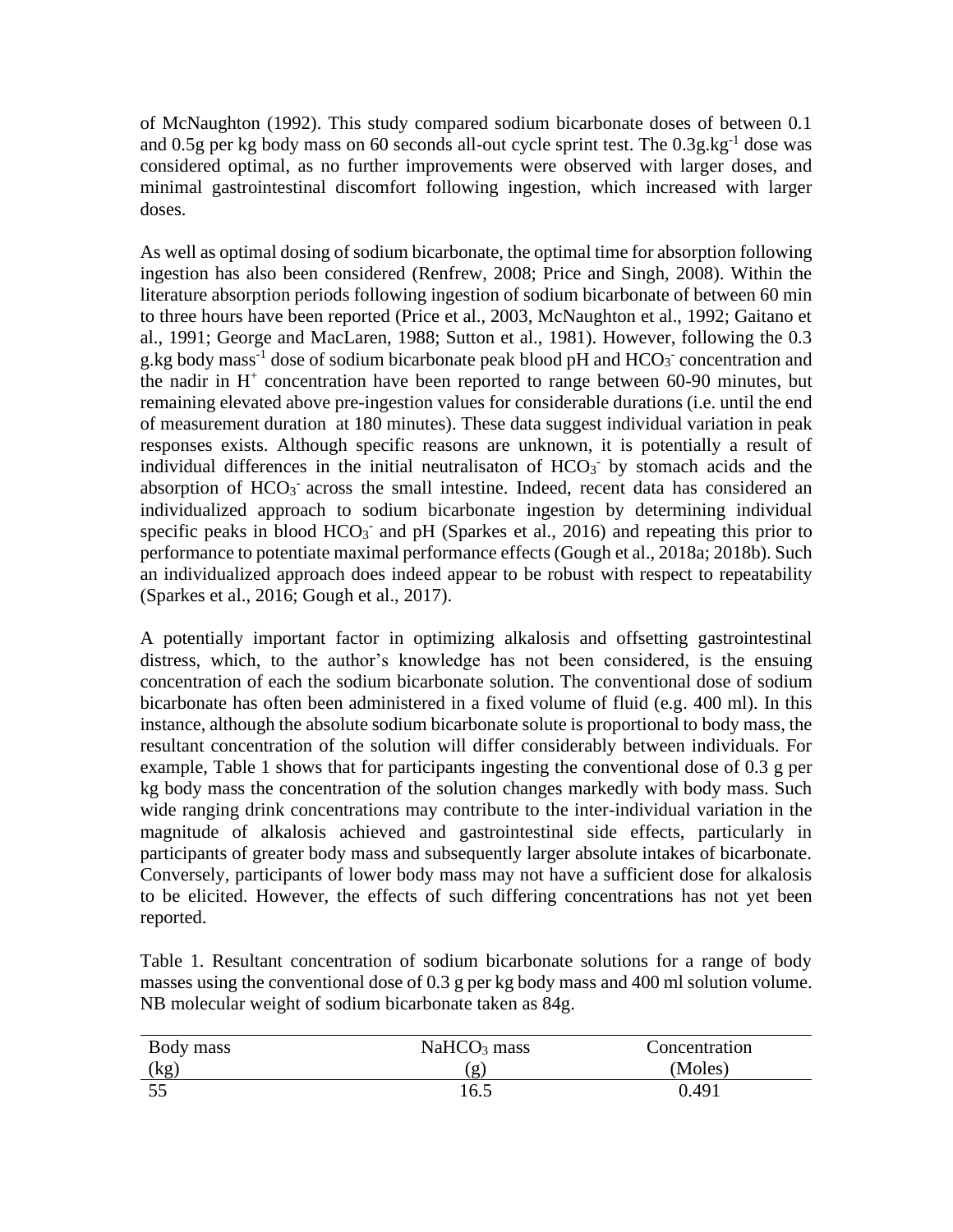of McNaughton (1992). This study compared sodium bicarbonate doses of between 0.1 and 0.5g per kg body mass on 60 seconds all-out cycle sprint test. The $0.3g.kg^{-1}$ dose was considered optimal, as no further improvements were observed with larger doses, and minimal gastrointestinal discomfort following ingestion, which increased with larger doses.

As well as optimal dosing of sodium bicarbonate, the optimal time for absorption following ingestion has also been considered (Renfrew, 2008; Price and Singh, 2008). Within the literature absorption periods following ingestion of sodium bicarbonate of between 60 min to three hours have been reported (Price et al., 2003, McNaughton et al., 1992; Gaitano et al., 1991; George and MacLaren, 1988; Sutton et al., 1981). However, following the 0.3 g.kg body $mass^{-1}$ dose of sodium bicarbonate peak blood pH and $HCO_3^-$ concentration and the nadir in $H^+$ concentration have been reported to range between 60-90 minutes, but remaining elevated above pre-ingestion values for considerable durations (i.e. until the end of measurement duration at 180 minutes). These data suggest individual variation in peak responses exists. Although specific reasons are unknown, it is potentially a result of individual differences in the initial neutralisaton of $HCO_3^-$ by stomach acids and the absorption of $HCO_3^-$ across the small intestine. Indeed, recent data has considered an individualized approach to sodium bicarbonate ingestion by determining individual specific peaks in blood $HCO_3^-$ and pH (Sparkes et al., 2016) and repeating this prior to performance to potentiate maximal performance effects (Gough et al., 2018a; 2018b). Such an individualized approach does indeed appear to be robust with respect to repeatability (Sparkes et al., 2016; Gough et al., 2017).

A potentially important factor in optimizing alkalosis and offsetting gastrointestinal distress, which, to the author's knowledge has not been considered, is the ensuing concentration of each the sodium bicarbonate solution. The conventional dose of sodium bicarbonate has often been administered in a fixed volume of fluid (e.g. 400 ml). In this instance, although the absolute sodium bicarbonate solute is proportional to body mass, the resultant concentration of the solution will differ considerably between individuals. For example, Table 1 shows that for participants ingesting the conventional dose of 0.3 g per kg body mass the concentration of the solution changes markedly with body mass. Such wide ranging drink concentrations may contribute to the inter-individual variation in the magnitude of alkalosis achieved and gastrointestinal side effects, particularly in participants of greater body mass and subsequently larger absolute intakes of bicarbonate. Conversely, participants of lower body mass may not have a sufficient dose for alkalosis to be elicited. However, the effects of such differing concentrations has not yet been reported.

Table 1. Resultant concentration of sodium bicarbonate solutions for a range of body masses using the conventional dose of 0.3 g per kg body mass and 400 ml solution volume. NB molecular weight of sodium bicarbonate taken as 84g.

| Body mass (kg) | $NaHCO_3$ mass (g) | Concentration (Moles) |
| --- | --- | --- |
| 55 | 16.5 | 0.491 |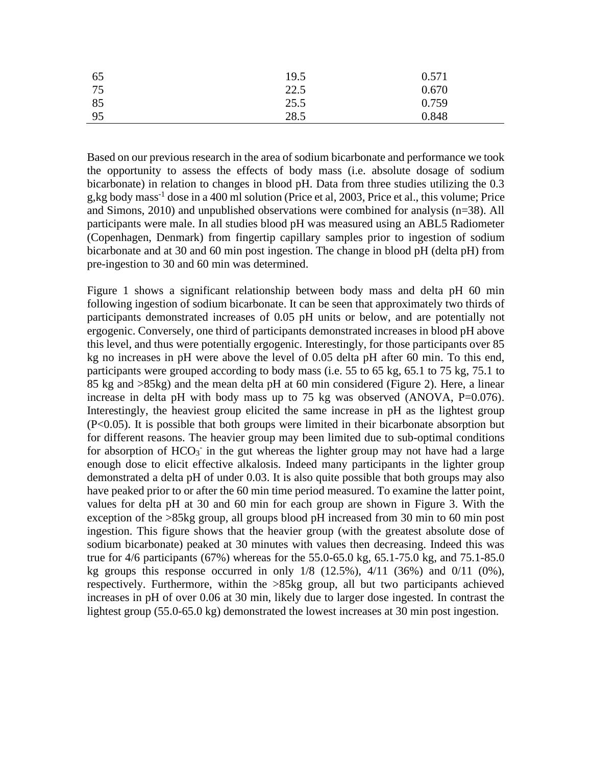| | | |
|---|---|---|
| 65 | 19.5 | 0.571 |
| 75 | 22.5 | 0.670 |
| 85 | 25.5 | 0.759 |
| 95 | 28.5 | 0.848 |

Based on our previous research in the area of sodium bicarbonate and performance we took the opportunity to assess the effects of body mass (i.e. absolute dosage of sodium bicarbonate) in relation to changes in blood pH. Data from three studies utilizing the 0.3 g,kg body mass$^{-1}$ dose in a 400 ml solution (Price et al, 2003, Price et al., this volume; Price and Simons, 2010) and unpublished observations were combined for analysis (n=38). All participants were male. In all studies blood pH was measured using an ABL5 Radiometer (Copenhagen, Denmark) from fingertip capillary samples prior to ingestion of sodium bicarbonate and at 30 and 60 min post ingestion. The change in blood pH (delta pH) from pre-ingestion to 30 and 60 min was determined.

Figure 1 shows a significant relationship between body mass and delta pH 60 min following ingestion of sodium bicarbonate. It can be seen that approximately two thirds of participants demonstrated increases of 0.05 pH units or below, and are potentially not ergogenic. Conversely, one third of participants demonstrated increases in blood pH above this level, and thus were potentially ergogenic. Interestingly, for those participants over 85 kg no increases in pH were above the level of 0.05 delta pH after 60 min. To this end, participants were grouped according to body mass (i.e. 55 to 65 kg, 65.1 to 75 kg, 75.1 to 85 kg and >85kg) and the mean delta pH at 60 min considered (Figure 2). Here, a linear increase in delta pH with body mass up to 75 kg was observed (ANOVA, P=0.076). Interestingly, the heaviest group elicited the same increase in pH as the lightest group (P<0.05). It is possible that both groups were limited in their bicarbonate absorption but for different reasons. The heavier group may been limited due to sub-optimal conditions for absorption of $HCO_3^-$ in the gut whereas the lighter group may not have had a large enough dose to elicit effective alkalosis. Indeed many participants in the lighter group demonstrated a delta pH of under 0.03. It is also quite possible that both groups may also have peaked prior to or after the 60 min time period measured. To examine the latter point, values for delta pH at 30 and 60 min for each group are shown in Figure 3. With the exception of the >85kg group, all groups blood pH increased from 30 min to 60 min post ingestion. This figure shows that the heavier group (with the greatest absolute dose of sodium bicarbonate) peaked at 30 minutes with values then decreasing. Indeed this was true for 4/6 participants (67%) whereas for the 55.0-65.0 kg, 65.1-75.0 kg, and 75.1-85.0 kg groups this response occurred in only 1/8 (12.5%), 4/11 (36%) and 0/11 (0%), respectively. Furthermore, within the >85kg group, all but two participants achieved increases in pH of over 0.06 at 30 min, likely due to larger dose ingested. In contrast the lightest group (55.0-65.0 kg) demonstrated the lowest increases at 30 min post ingestion.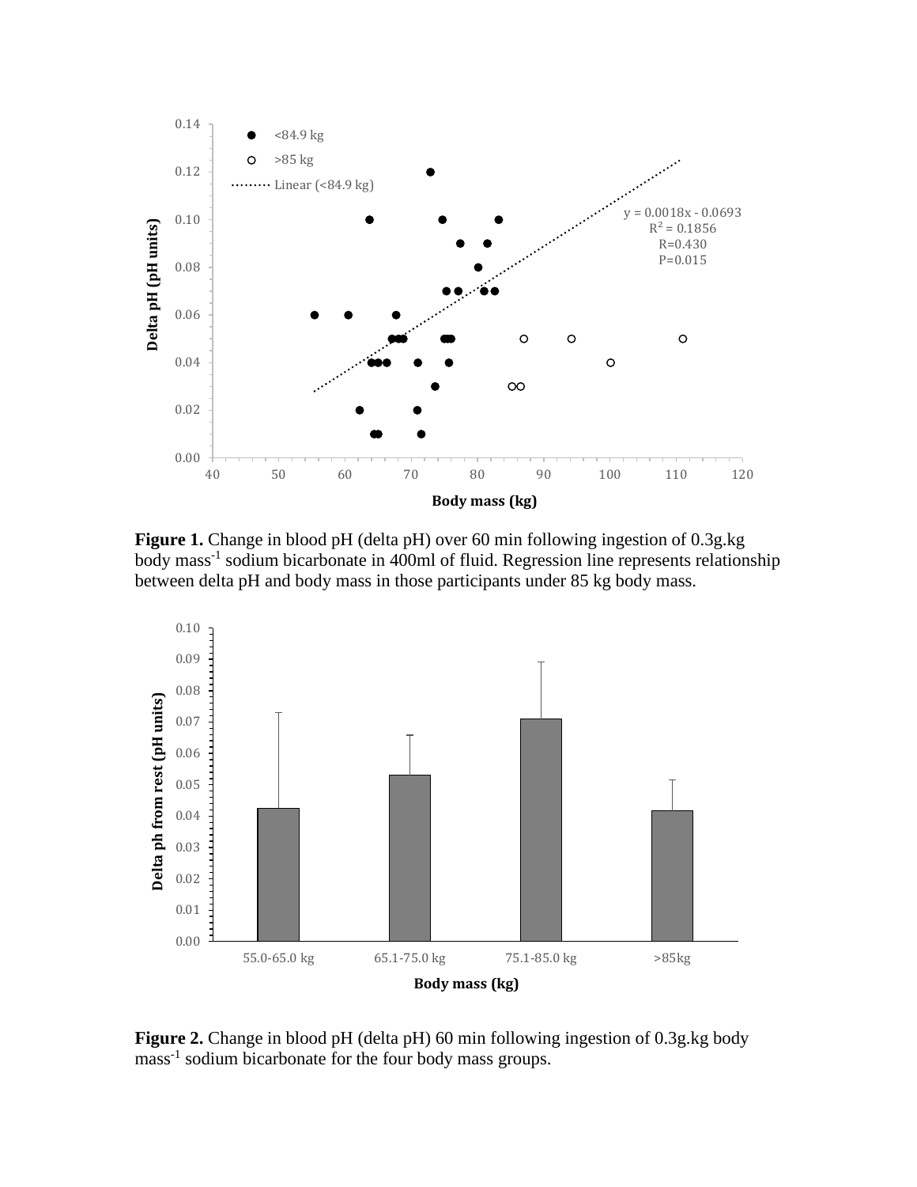**Figure 1.** Change in blood pH (delta pH) over 60 min following ingestion of 0.3g.kg body mass$^{-1}$ sodium bicarbonate in 400ml of fluid. Regression line represents relationship between delta pH and body mass in those participants under 85 kg body mass.

**Figure 2.** Change in blood pH (delta pH) 60 min following ingestion of 0.3g.kg body mass$^{-1}$ sodium bicarbonate for the four body mass groups.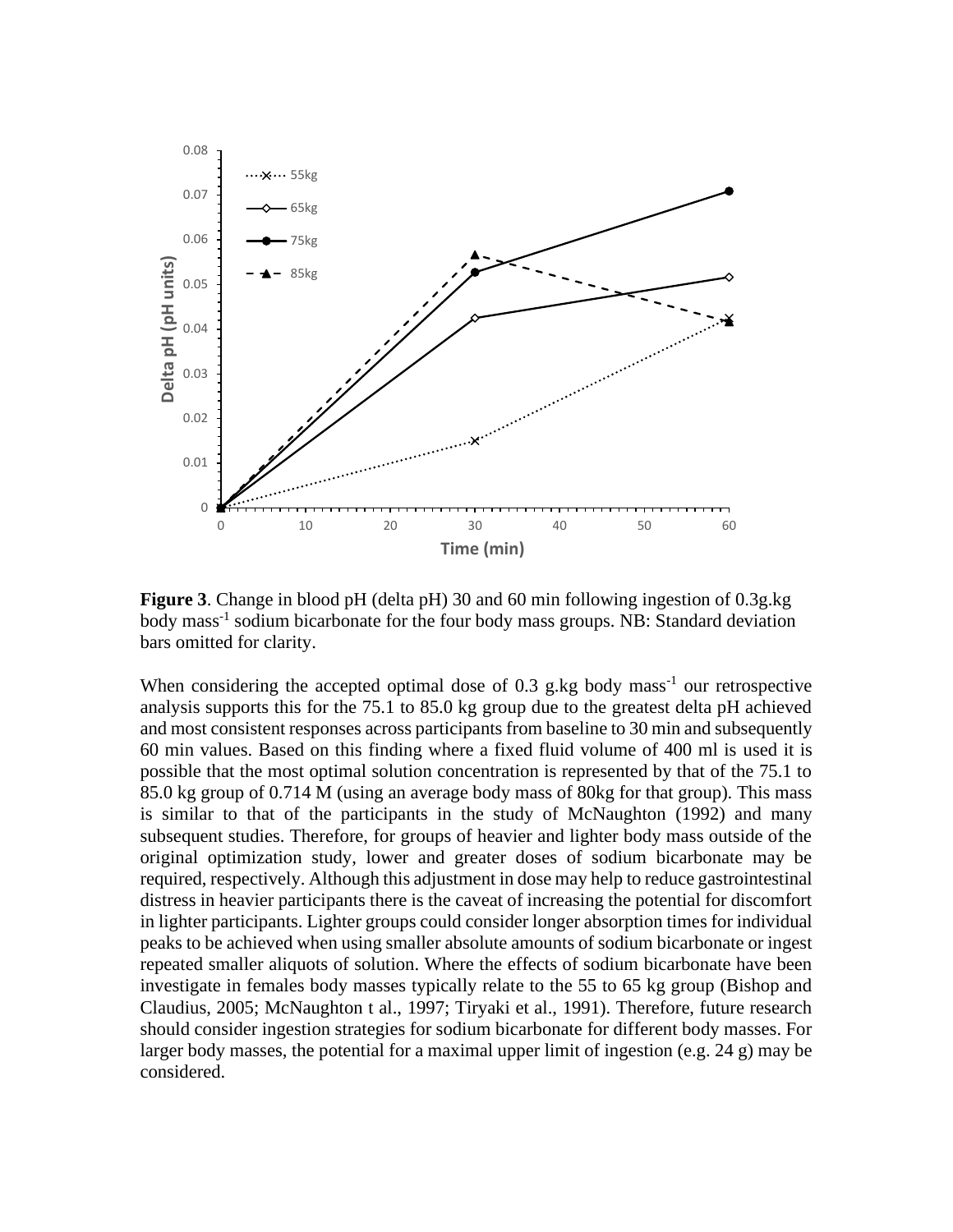**Figure 3**. Change in blood pH (delta pH) 30 and 60 min following ingestion of 0.3g.kg body mass$^{-1}$ sodium bicarbonate for the four body mass groups. NB: Standard deviation bars omitted for clarity.

When considering the accepted optimal dose of 0.3 g.kg body mass$^{-1}$ our retrospective analysis supports this for the 75.1 to 85.0 kg group due to the greatest delta pH achieved and most consistent responses across participants from baseline to 30 min and subsequently 60 min values. Based on this finding where a fixed fluid volume of 400 ml is used it is possible that the most optimal solution concentration is represented by that of the 75.1 to 85.0 kg group of 0.714 M (using an average body mass of 80kg for that group). This mass is similar to that of the participants in the study of McNaughton (1992) and many subsequent studies. Therefore, for groups of heavier and lighter body mass outside of the original optimization study, lower and greater doses of sodium bicarbonate may be required, respectively. Although this adjustment in dose may help to reduce gastrointestinal distress in heavier participants there is the caveat of increasing the potential for discomfort in lighter participants. Lighter groups could consider longer absorption times for individual peaks to be achieved when using smaller absolute amounts of sodium bicarbonate or ingest repeated smaller aliquots of solution. Where the effects of sodium bicarbonate have been investigate in females body masses typically relate to the 55 to 65 kg group (Bishop and Claudius, 2005; McNaughton t al., 1997; Tiryaki et al., 1991). Therefore, future research should consider ingestion strategies for sodium bicarbonate for different body masses. For larger body masses, the potential for a maximal upper limit of ingestion (e.g. 24 g) may be considered.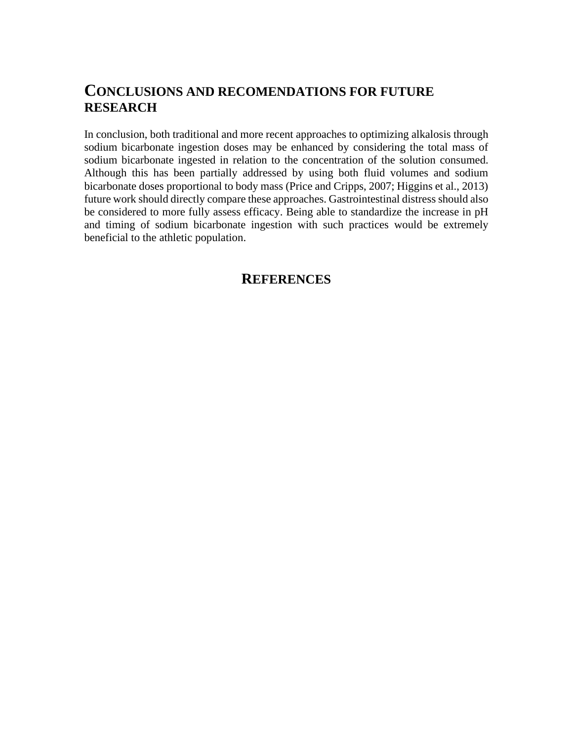## CONCLUSIONS AND RECOMENDATIONS FOR FUTURE RESEARCH

In conclusion, both traditional and more recent approaches to optimizing alkalosis through sodium bicarbonate ingestion doses may be enhanced by considering the total mass of sodium bicarbonate ingested in relation to the concentration of the solution consumed. Although this has been partially addressed by using both fluid volumes and sodium bicarbonate doses proportional to body mass (Price and Cripps, 2007; Higgins et al., 2013) future work should directly compare these approaches. Gastrointestinal distress should also be considered to more fully assess efficacy. Being able to standardize the increase in pH and timing of sodium bicarbonate ingestion with such practices would be extremely beneficial to the athletic population.

## REFERENCES